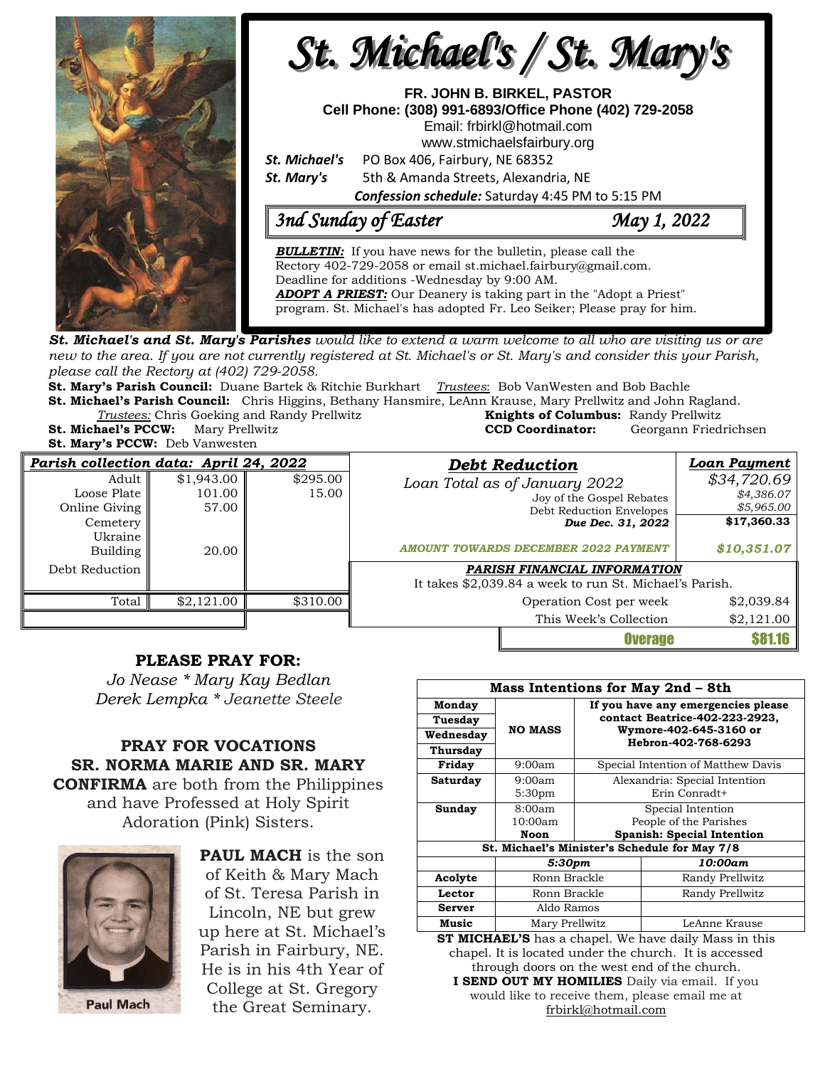# St. Michael's / St. Mary's

**FR. JOHN B. BIRKEL, PASTOR**
**Cell Phone: (308) 991-6893/Office Phone (402) 729-2058**
Email: frbirkl@hotmail.com
www.stmichaelsfairbury.org

***St. Michael's*** PO Box 406, Fairbury, NE 68352
***St. Mary's*** 5th & Amanda Streets, Alexandria, NE

***Confession schedule:*** Saturday 4:45 PM to 5:15 PM

## *3nd Sunday of Easter* — *May 1, 2022*

***BULLETIN:*** If you have news for the bulletin, please call the Rectory 402-729-2058 or email st.michael.fairbury@gmail.com. Deadline for additions -Wednesday by 9:00 AM.
***ADOPT A PRIEST:*** Our Deanery is taking part in the "Adopt a Priest" program. St. Michael's has adopted Fr. Leo Seiker; Please pray for him.

***St. Michael's and St. Mary's Parishes*** *would like to extend a warm welcome to all who are visiting us or are new to the area. If you are not currently registered at St. Michael's or St. Mary's and consider this your Parish, please call the Rectory at (402) 729-2058.*

**St. Mary's Parish Council:** Duane Bartek & Ritchie Burkhart *Trustees*: Bob VanWesten and Bob Bachle
**St. Michael's Parish Council:** Chris Higgins, Bethany Hansmire, LeAnn Krause, Mary Prellwitz and John Ragland.
*Trustees:* Chris Goeking and Randy Prellwitz
**Knights of Columbus:** Randy Prellwitz
**St. Michael's PCCW:** Mary Prellwitz
**CCD Coordinator:** Georgann Friedrichsen
**St. Mary's PCCW:** Deb Vanwesten

| *Parish collection data: April 24, 2022* | | |
|---|---|---|
| Adult | $1,943.00 | $295.00 |
| Loose Plate | 101.00 | 15.00 |
| Online Giving | 57.00 | |
| Cemetery | | |
| Ukraine | | |
| Building | 20.00 | |
| Debt Reduction | | |
| Total | $2,121.00 | $310.00 |

| *Debt Reduction* | *Loan Payment* |
|---|---|
| *Loan Total as of January 2022* | *$34,720.69* |
| Joy of the Gospel Rebates | *$4,386.07* |
| Debt Reduction Envelopes | *$5,965.00* |
| ***Due Dec. 31, 2022*** | **$17,360.33** |
| ***AMOUNT TOWARDS DECEMBER 2022 PAYMENT*** | ***$10,351.07*** |

***PARISH FINANCIAL INFORMATION***
It takes $2,039.84 a week to run St. Michael's Parish.

| | |
|---|---|
| Operation Cost per week | $2,039.84 |
| This Week's Collection | $2,121.00 |
| **Overage** | **$81.16** |

## PLEASE PRAY FOR:

*Jo Nease * Mary Kay Bedlan*
*Derek Lempka * Jeanette Steele*

## PRAY FOR VOCATIONS

**SR. NORMA MARIE AND SR. MARY CONFIRMA** are both from the Philippines and have Professed at Holy Spirit Adoration (Pink) Sisters.

Paul Mach

**PAUL MACH** is the son of Keith & Mary Mach of St. Teresa Parish in Lincoln, NE but grew up here at St. Michael's Parish in Fairbury, NE. He is in his 4th Year of College at St. Gregory the Great Seminary.

| **Mass Intentions for May 2nd – 8th** | | |
|---|---|---|
| **Monday** | **NO MASS** | **If you have any emergencies please contact Beatrice-402-223-2923, Wymore-402-645-3160 or Hebron-402-768-6293** |
| **Tuesday** | | |
| **Wednesday** | | |
| **Thursday** | | |
| **Friday** | 9:00am | Special Intention of Matthew Davis |
| **Saturday** | 9:00am<br>5:30pm | Alexandria: Special Intention<br>Erin Conradt+ |
| **Sunday** | 8:00am<br>10:00am<br>**Noon** | Special Intention<br>People of the Parishes<br>**Spanish: Special Intention** |

| **St. Michael's Minister's Schedule for May 7/8** | | |
|---|---|---|
| | ***5:30pm*** | ***10:00am*** |
| **Acolyte** | Ronn Brackle | Randy Prellwitz |
| **Lector** | Ronn Brackle | Randy Prellwitz |
| **Server** | Aldo Ramos | |
| **Music** | Mary Prellwitz | LeAnne Krause |

**ST MICHAEL'S** has a chapel. We have daily Mass in this chapel. It is located under the church. It is accessed through doors on the west end of the church.

**I SEND OUT MY HOMILIES** Daily via email. If you would like to receive them, please email me at frbirkl@hotmail.com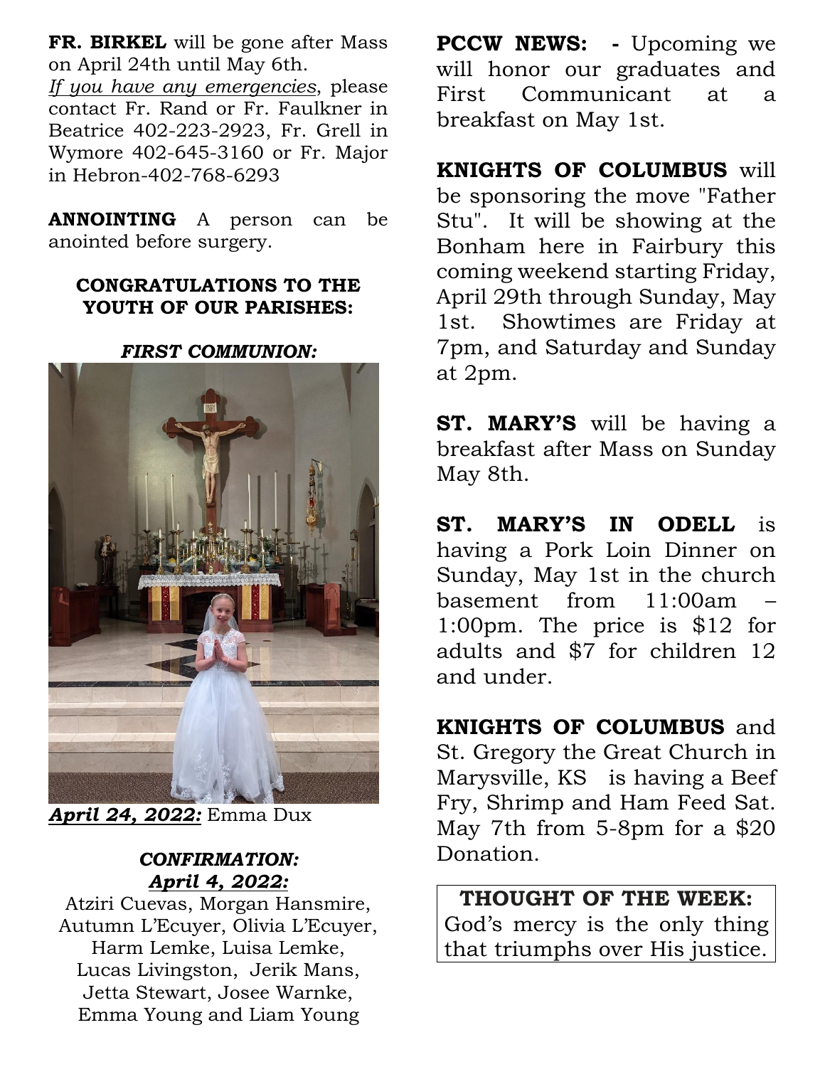**FR. BIRKEL** will be gone after Mass on April 24th until May 6th.
*If you have any emergencies*, please contact Fr. Rand or Fr. Faulkner in Beatrice 402-223-2923, Fr. Grell in Wymore 402-645-3160 or Fr. Major in Hebron-402-768-6293

**ANNOINTING** A person can be anointed before surgery.

**CONGRATULATIONS TO THE YOUTH OF OUR PARISHES:**

***FIRST COMMUNION:***

***April 24, 2022:*** Emma Dux

***CONFIRMATION:***
***April 4, 2022:***
Atziri Cuevas, Morgan Hansmire, Autumn L'Ecuyer, Olivia L'Ecuyer, Harm Lemke, Luisa Lemke, Lucas Livingston, Jerik Mans, Jetta Stewart, Josee Warnke, Emma Young and Liam Young

**PCCW NEWS: -** Upcoming we will honor our graduates and First Communicant at a breakfast on May 1st.

**KNIGHTS OF COLUMBUS** will be sponsoring the move "Father Stu". It will be showing at the Bonham here in Fairbury this coming weekend starting Friday, April 29th through Sunday, May 1st. Showtimes are Friday at 7pm, and Saturday and Sunday at 2pm.

**ST. MARY'S** will be having a breakfast after Mass on Sunday May 8th.

**ST. MARY'S IN ODELL** is having a Pork Loin Dinner on Sunday, May 1st in the church basement from 11:00am – 1:00pm. The price is $12 for adults and $7 for children 12 and under.

**KNIGHTS OF COLUMBUS** and St. Gregory the Great Church in Marysville, KS is having a Beef Fry, Shrimp and Ham Feed Sat. May 7th from 5-8pm for a $20 Donation.

**THOUGHT OF THE WEEK:**
God's mercy is the only thing that triumphs over His justice.